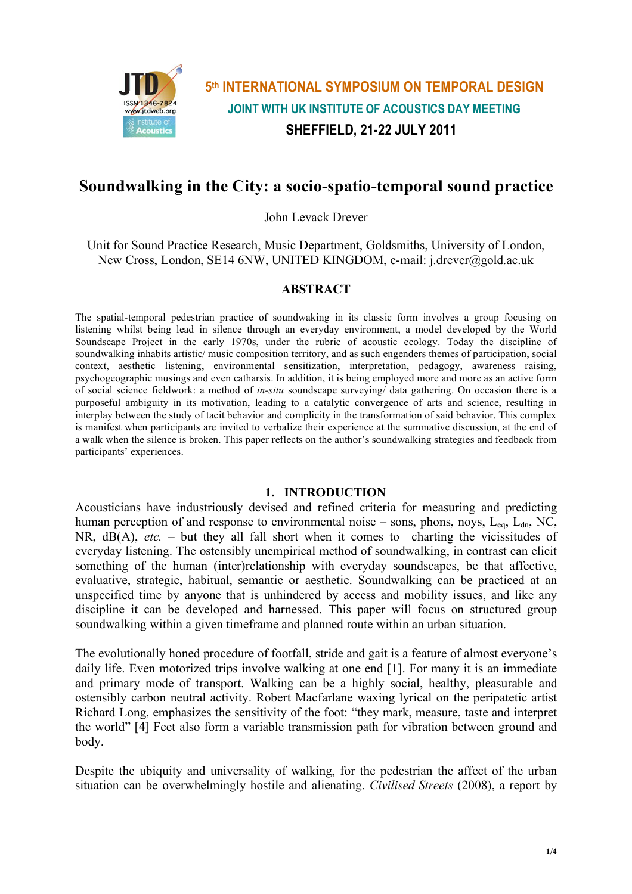5th INTERNATIONAL SYMPOSIUM ON TEMPORAL DESIGN

JOINT WITH UK INSTITUTE OF ACOUSTICS DAY MEETING

SHEFFIELD, 21-22 JULY 2011

# Soundwalking in the City: a socio-spatio-temporal sound practice

John Levack Drever

Unit for Sound Practice Research, Music Department, Goldsmiths, University of London, New Cross, London, SE14 6NW, UNITED KINGDOM, e-mail: j.drever@gold.ac.uk

## ABSTRACT

The spatial-temporal pedestrian practice of soundwaking in its classic form involves a group focusing on listening whilst being lead in silence through an everyday environment, a model developed by the World Soundscape Project in the early 1970s, under the rubric of acoustic ecology. Today the discipline of soundwalking inhabits artistic/ music composition territory, and as such engenders themes of participation, social context, aesthetic listening, environmental sensitization, interpretation, pedagogy, awareness raising, psychogeographic musings and even catharsis. In addition, it is being employed more and more as an active form of social science fieldwork: a method of *in-situ* soundscape surveying/ data gathering. On occasion there is a purposeful ambiguity in its motivation, leading to a catalytic convergence of arts and science, resulting in interplay between the study of tacit behavior and complicity in the transformation of said behavior. This complex is manifest when participants are invited to verbalize their experience at the summative discussion, at the end of a walk when the silence is broken. This paper reflects on the author's soundwalking strategies and feedback from participants' experiences.

## 1. INTRODUCTION

Acousticians have industriously devised and refined criteria for measuring and predicting human perception of and response to environmental noise – sons, phons, noys, $L_{eq}$, $L_{dn}$, NC, NR, dB(A), *etc.* – but they all fall short when it comes to charting the vicissitudes of everyday listening. The ostensibly unempirical method of soundwalking, in contrast can elicit something of the human (inter)relationship with everyday soundscapes, be that affective, evaluative, strategic, habitual, semantic or aesthetic. Soundwalking can be practiced at an unspecified time by anyone that is unhindered by access and mobility issues, and like any discipline it can be developed and harnessed. This paper will focus on structured group soundwalking within a given timeframe and planned route within an urban situation.

The evolutionally honed procedure of footfall, stride and gait is a feature of almost everyone's daily life. Even motorized trips involve walking at one end [1]. For many it is an immediate and primary mode of transport. Walking can be a highly social, healthy, pleasurable and ostensibly carbon neutral activity. Robert Macfarlane waxing lyrical on the peripatetic artist Richard Long, emphasizes the sensitivity of the foot: "they mark, measure, taste and interpret the world" [4] Feet also form a variable transmission path for vibration between ground and body.

Despite the ubiquity and universality of walking, for the pedestrian the affect of the urban situation can be overwhelmingly hostile and alienating. *Civilised Streets* (2008), a report by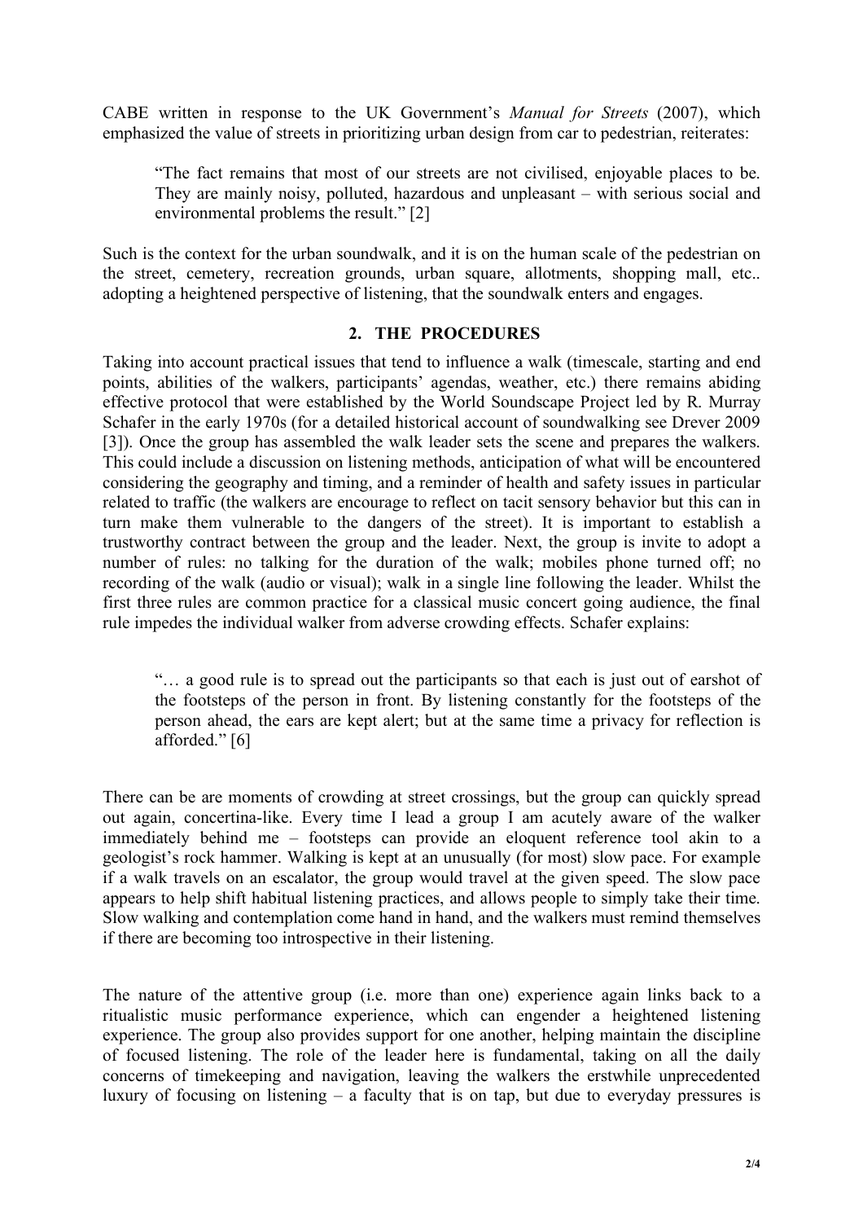CABE written in response to the UK Government's *Manual for Streets* (2007), which emphasized the value of streets in prioritizing urban design from car to pedestrian, reiterates:

> "The fact remains that most of our streets are not civilised, enjoyable places to be. They are mainly noisy, polluted, hazardous and unpleasant – with serious social and environmental problems the result." [2]

Such is the context for the urban soundwalk, and it is on the human scale of the pedestrian on the street, cemetery, recreation grounds, urban square, allotments, shopping mall, etc.. adopting a heightened perspective of listening, that the soundwalk enters and engages.

## 2. THE PROCEDURES

Taking into account practical issues that tend to influence a walk (timescale, starting and end points, abilities of the walkers, participants' agendas, weather, etc.) there remains abiding effective protocol that were established by the World Soundscape Project led by R. Murray Schafer in the early 1970s (for a detailed historical account of soundwalking see Drever 2009 [3]). Once the group has assembled the walk leader sets the scene and prepares the walkers. This could include a discussion on listening methods, anticipation of what will be encountered considering the geography and timing, and a reminder of health and safety issues in particular related to traffic (the walkers are encourage to reflect on tacit sensory behavior but this can in turn make them vulnerable to the dangers of the street). It is important to establish a trustworthy contract between the group and the leader. Next, the group is invite to adopt a number of rules: no talking for the duration of the walk; mobiles phone turned off; no recording of the walk (audio or visual); walk in a single line following the leader. Whilst the first three rules are common practice for a classical music concert going audience, the final rule impedes the individual walker from adverse crowding effects. Schafer explains:

> "… a good rule is to spread out the participants so that each is just out of earshot of the footsteps of the person in front. By listening constantly for the footsteps of the person ahead, the ears are kept alert; but at the same time a privacy for reflection is afforded." [6]

There can be are moments of crowding at street crossings, but the group can quickly spread out again, concertina-like. Every time I lead a group I am acutely aware of the walker immediately behind me – footsteps can provide an eloquent reference tool akin to a geologist's rock hammer. Walking is kept at an unusually (for most) slow pace. For example if a walk travels on an escalator, the group would travel at the given speed. The slow pace appears to help shift habitual listening practices, and allows people to simply take their time. Slow walking and contemplation come hand in hand, and the walkers must remind themselves if there are becoming too introspective in their listening.

The nature of the attentive group (i.e. more than one) experience again links back to a ritualistic music performance experience, which can engender a heightened listening experience. The group also provides support for one another, helping maintain the discipline of focused listening. The role of the leader here is fundamental, taking on all the daily concerns of timekeeping and navigation, leaving the walkers the erstwhile unprecedented luxury of focusing on listening – a faculty that is on tap, but due to everyday pressures is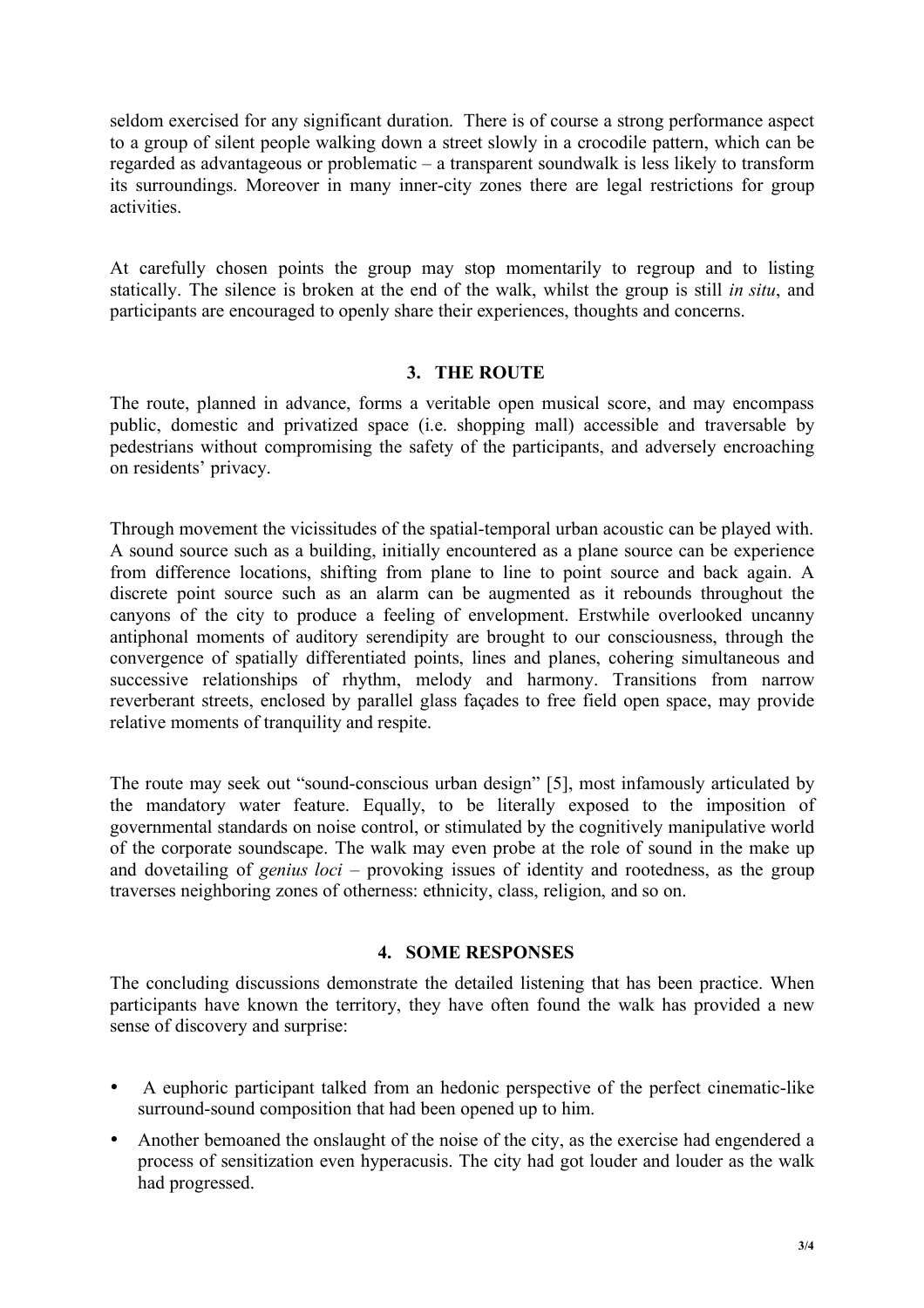seldom exercised for any significant duration. There is of course a strong performance aspect to a group of silent people walking down a street slowly in a crocodile pattern, which can be regarded as advantageous or problematic – a transparent soundwalk is less likely to transform its surroundings. Moreover in many inner-city zones there are legal restrictions for group activities.

At carefully chosen points the group may stop momentarily to regroup and to listing statically. The silence is broken at the end of the walk, whilst the group is still *in situ*, and participants are encouraged to openly share their experiences, thoughts and concerns.

## 3. THE ROUTE

The route, planned in advance, forms a veritable open musical score, and may encompass public, domestic and privatized space (i.e. shopping mall) accessible and traversable by pedestrians without compromising the safety of the participants, and adversely encroaching on residents' privacy.

Through movement the vicissitudes of the spatial-temporal urban acoustic can be played with. A sound source such as a building, initially encountered as a plane source can be experience from difference locations, shifting from plane to line to point source and back again. A discrete point source such as an alarm can be augmented as it rebounds throughout the canyons of the city to produce a feeling of envelopment. Erstwhile overlooked uncanny antiphonal moments of auditory serendipity are brought to our consciousness, through the convergence of spatially differentiated points, lines and planes, cohering simultaneous and successive relationships of rhythm, melody and harmony. Transitions from narrow reverberant streets, enclosed by parallel glass façades to free field open space, may provide relative moments of tranquility and respite.

The route may seek out "sound-conscious urban design" [5], most infamously articulated by the mandatory water feature. Equally, to be literally exposed to the imposition of governmental standards on noise control, or stimulated by the cognitively manipulative world of the corporate soundscape. The walk may even probe at the role of sound in the make up and dovetailing of *genius loci* – provoking issues of identity and rootedness, as the group traverses neighboring zones of otherness: ethnicity, class, religion, and so on.

## 4. SOME RESPONSES

The concluding discussions demonstrate the detailed listening that has been practice. When participants have known the territory, they have often found the walk has provided a new sense of discovery and surprise:

- A euphoric participant talked from an hedonic perspective of the perfect cinematic-like surround-sound composition that had been opened up to him.
- Another bemoaned the onslaught of the noise of the city, as the exercise had engendered a process of sensitization even hyperacusis. The city had got louder and louder as the walk had progressed.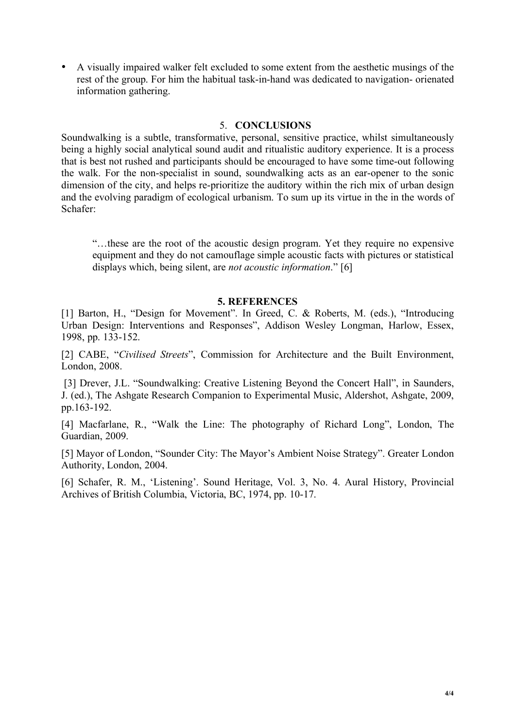- A visually impaired walker felt excluded to some extent from the aesthetic musings of the rest of the group. For him the habitual task-in-hand was dedicated to navigation- orienated information gathering.

## 5. CONCLUSIONS

Soundwalking is a subtle, transformative, personal, sensitive practice, whilst simultaneously being a highly social analytical sound audit and ritualistic auditory experience. It is a process that is best not rushed and participants should be encouraged to have some time-out following the walk. For the non-specialist in sound, soundwalking acts as an ear-opener to the sonic dimension of the city, and helps re-prioritize the auditory within the rich mix of urban design and the evolving paradigm of ecological urbanism. To sum up its virtue in the in the words of Schafer:

> "…these are the root of the acoustic design program. Yet they require no expensive equipment and they do not camouflage simple acoustic facts with pictures or statistical displays which, being silent, are *not acoustic information*." [6]

## 5. REFERENCES

[1] Barton, H., "Design for Movement". In Greed, C. & Roberts, M. (eds.), "Introducing Urban Design: Interventions and Responses", Addison Wesley Longman, Harlow, Essex, 1998, pp. 133-152.

[2] CABE, "*Civilised Streets*", Commission for Architecture and the Built Environment, London, 2008.

[3] Drever, J.L. "Soundwalking: Creative Listening Beyond the Concert Hall", in Saunders, J. (ed.), The Ashgate Research Companion to Experimental Music, Aldershot, Ashgate, 2009, pp.163-192.

[4] Macfarlane, R., "Walk the Line: The photography of Richard Long", London, The Guardian, 2009.

[5] Mayor of London, "Sounder City: The Mayor's Ambient Noise Strategy". Greater London Authority, London, 2004.

[6] Schafer, R. M., 'Listening'. Sound Heritage, Vol. 3, No. 4. Aural History, Provincial Archives of British Columbia, Victoria, BC, 1974, pp. 10-17.